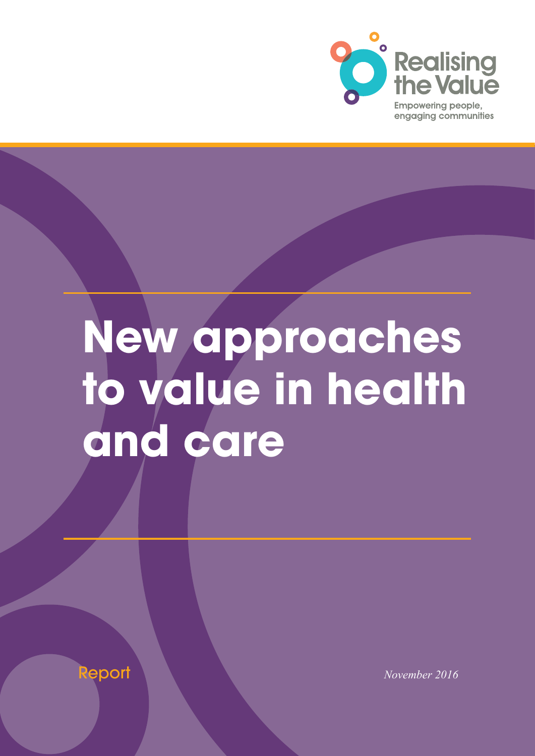Realising the Value

Empowering people, engaging communities

# New approaches to value in health and care

Report

*November 2016*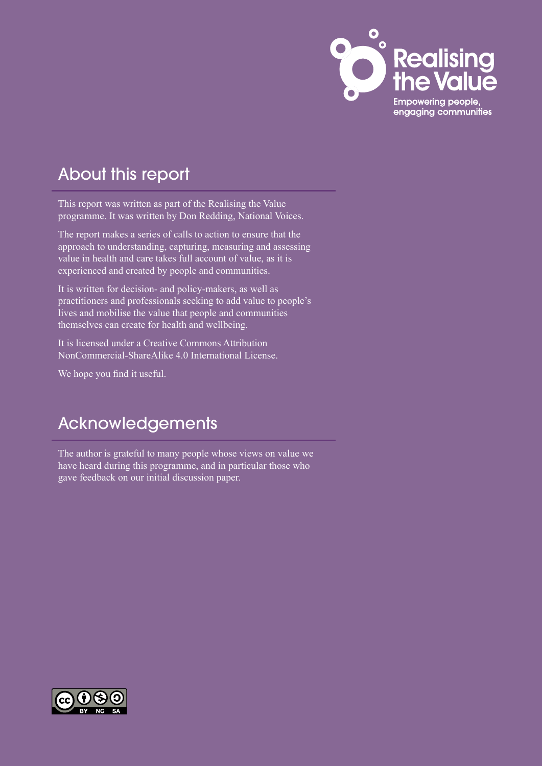## About this report

This report was written as part of the Realising the Value programme. It was written by Don Redding, National Voices.

The report makes a series of calls to action to ensure that the approach to understanding, capturing, measuring and assessing value in health and care takes full account of value, as it is experienced and created by people and communities.

It is written for decision- and policy-makers, as well as practitioners and professionals seeking to add value to people's lives and mobilise the value that people and communities themselves can create for health and wellbeing.

It is licensed under a Creative Commons Attribution NonCommercial-ShareAlike 4.0 International License.

We hope you find it useful.

## Acknowledgements

The author is grateful to many people whose views on value we have heard during this programme, and in particular those who gave feedback on our initial discussion paper.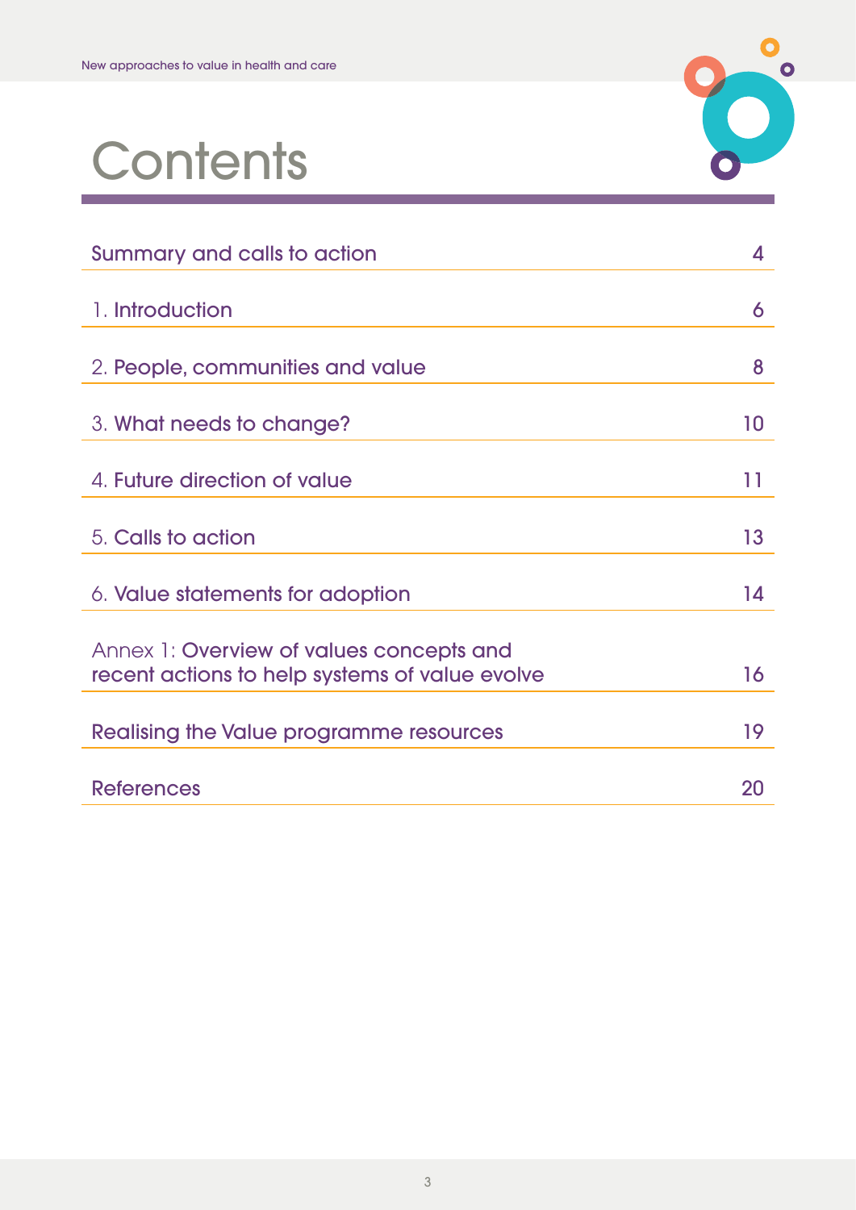# Contents

| | |
|---|---|
| Summary and calls to action | 4 |
| 1. Introduction | 6 |
| 2. People, communities and value | 8 |
| 3. What needs to change? | 10 |
| 4. Future direction of value | 11 |
| 5. Calls to action | 13 |
| 6. Value statements for adoption | 14 |
| Annex 1: Overview of values concepts and recent actions to help systems of value evolve | 16 |
| Realising the Value programme resources | 19 |
| References | 20 |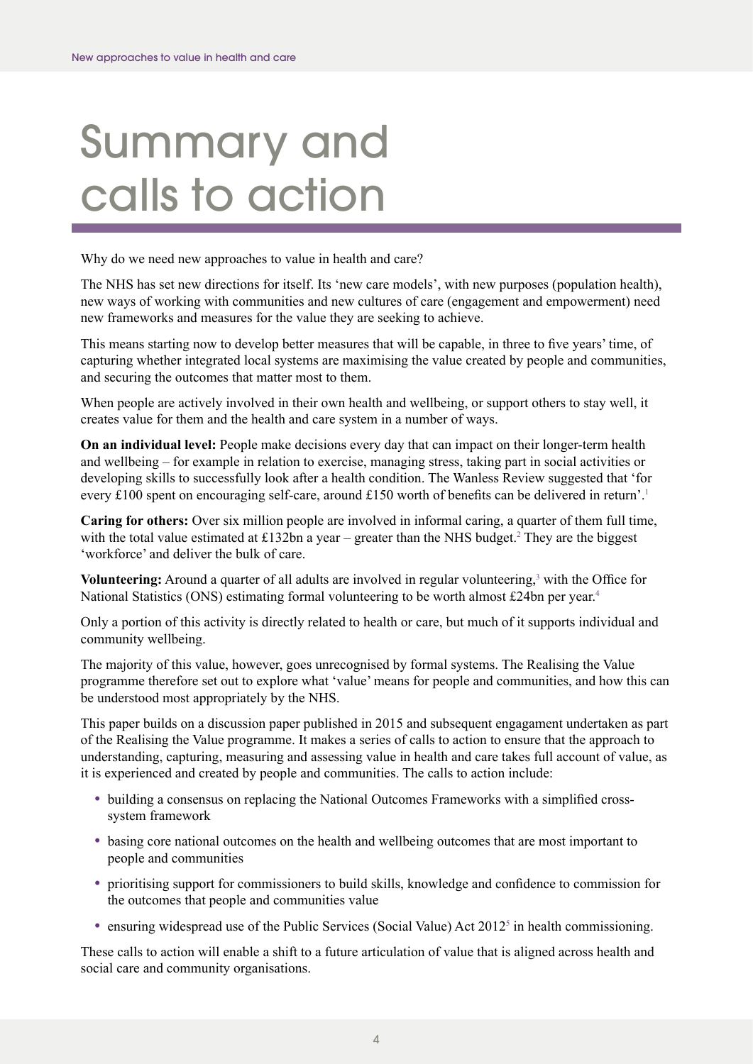# Summary and calls to action

Why do we need new approaches to value in health and care?

The NHS has set new directions for itself. Its 'new care models', with new purposes (population health), new ways of working with communities and new cultures of care (engagement and empowerment) need new frameworks and measures for the value they are seeking to achieve.

This means starting now to develop better measures that will be capable, in three to five years' time, of capturing whether integrated local systems are maximising the value created by people and communities, and securing the outcomes that matter most to them.

When people are actively involved in their own health and wellbeing, or support others to stay well, it creates value for them and the health and care system in a number of ways.

**On an individual level:** People make decisions every day that can impact on their longer-term health and wellbeing – for example in relation to exercise, managing stress, taking part in social activities or developing skills to successfully look after a health condition. The Wanless Review suggested that 'for every £100 spent on encouraging self-care, around £150 worth of benefits can be delivered in return'.[1]

**Caring for others:** Over six million people are involved in informal caring, a quarter of them full time, with the total value estimated at £132bn a year – greater than the NHS budget.[2] They are the biggest 'workforce' and deliver the bulk of care.

**Volunteering:** Around a quarter of all adults are involved in regular volunteering,[3] with the Office for National Statistics (ONS) estimating formal volunteering to be worth almost £24bn per year.[4]

Only a portion of this activity is directly related to health or care, but much of it supports individual and community wellbeing.

The majority of this value, however, goes unrecognised by formal systems. The Realising the Value programme therefore set out to explore what 'value' means for people and communities, and how this can be understood most appropriately by the NHS.

This paper builds on a discussion paper published in 2015 and subsequent engagament undertaken as part of the Realising the Value programme. It makes a series of calls to action to ensure that the approach to understanding, capturing, measuring and assessing value in health and care takes full account of value, as it is experienced and created by people and communities. The calls to action include:

- building a consensus on replacing the National Outcomes Frameworks with a simplified cross-system framework
- basing core national outcomes on the health and wellbeing outcomes that are most important to people and communities
- prioritising support for commissioners to build skills, knowledge and confidence to commission for the outcomes that people and communities value
- ensuring widespread use of the Public Services (Social Value) Act 2012[5] in health commissioning.

These calls to action will enable a shift to a future articulation of value that is aligned across health and social care and community organisations.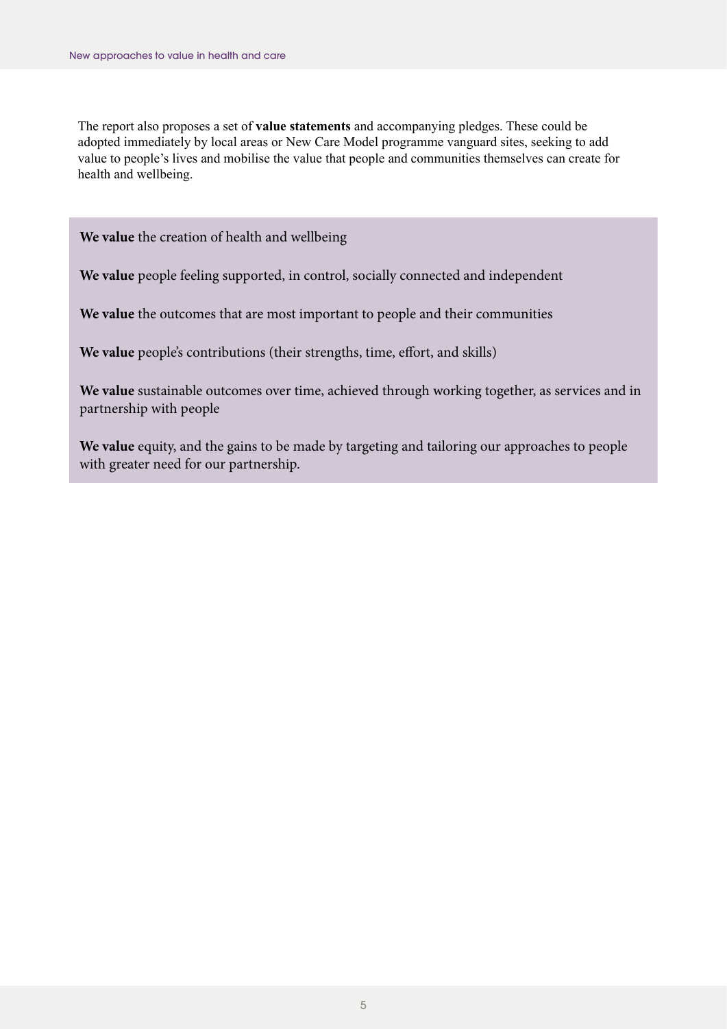The report also proposes a set of **value statements** and accompanying pledges. These could be adopted immediately by local areas or New Care Model programme vanguard sites, seeking to add value to people's lives and mobilise the value that people and communities themselves can create for health and wellbeing.

**We value** the creation of health and wellbeing

**We value** people feeling supported, in control, socially connected and independent

**We value** the outcomes that are most important to people and their communities

**We value** people's contributions (their strengths, time, effort, and skills)

**We value** sustainable outcomes over time, achieved through working together, as services and in partnership with people

**We value** equity, and the gains to be made by targeting and tailoring our approaches to people with greater need for our partnership.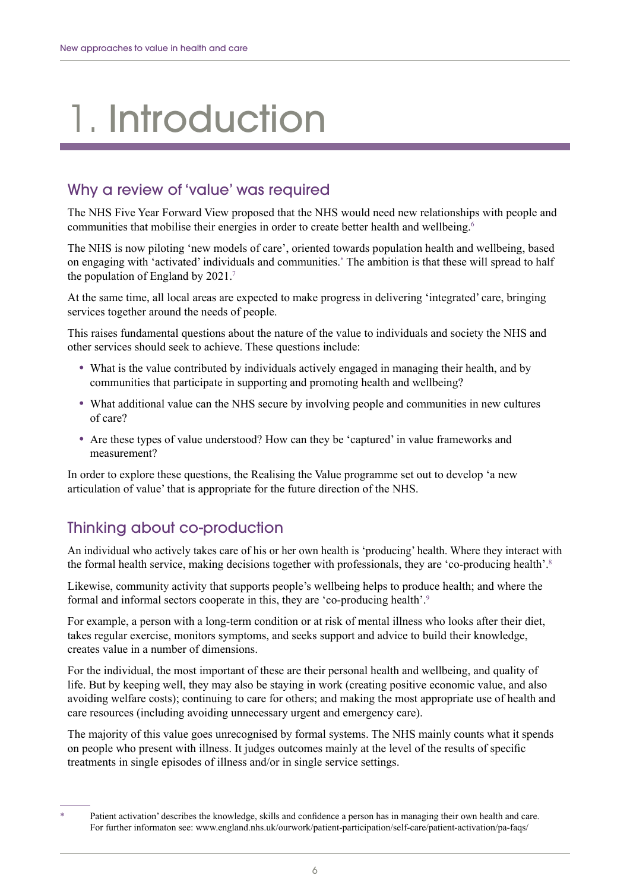# 1. Introduction

## Why a review of 'value' was required

The NHS Five Year Forward View proposed that the NHS would need new relationships with people and communities that mobilise their energies in order to create better health and wellbeing.[6]

The NHS is now piloting 'new models of care', oriented towards population health and wellbeing, based on engaging with 'activated' individuals and communities.[*] The ambition is that these will spread to half the population of England by 2021.[7]

At the same time, all local areas are expected to make progress in delivering 'integrated' care, bringing services together around the needs of people.

This raises fundamental questions about the nature of the value to individuals and society the NHS and other services should seek to achieve. These questions include:

- What is the value contributed by individuals actively engaged in managing their health, and by communities that participate in supporting and promoting health and wellbeing?
- What additional value can the NHS secure by involving people and communities in new cultures of care?
- Are these types of value understood? How can they be 'captured' in value frameworks and measurement?

In order to explore these questions, the Realising the Value programme set out to develop 'a new articulation of value' that is appropriate for the future direction of the NHS.

## Thinking about co-production

An individual who actively takes care of his or her own health is 'producing' health. Where they interact with the formal health service, making decisions together with professionals, they are 'co-producing health'.[8]

Likewise, community activity that supports people's wellbeing helps to produce health; and where the formal and informal sectors cooperate in this, they are 'co-producing health'.[9]

For example, a person with a long-term condition or at risk of mental illness who looks after their diet, takes regular exercise, monitors symptoms, and seeks support and advice to build their knowledge, creates value in a number of dimensions.

For the individual, the most important of these are their personal health and wellbeing, and quality of life. But by keeping well, they may also be staying in work (creating positive economic value, and also avoiding welfare costs); continuing to care for others; and making the most appropriate use of health and care resources (including avoiding unnecessary urgent and emergency care).

The majority of this value goes unrecognised by formal systems. The NHS mainly counts what it spends on people who present with illness. It judges outcomes mainly at the level of the results of specific treatments in single episodes of illness and/or in single service settings.

---

\* Patient activation' describes the knowledge, skills and confidence a person has in managing their own health and care. For further informaton see: www.england.nhs.uk/ourwork/patient-participation/self-care/patient-activation/pa-faqs/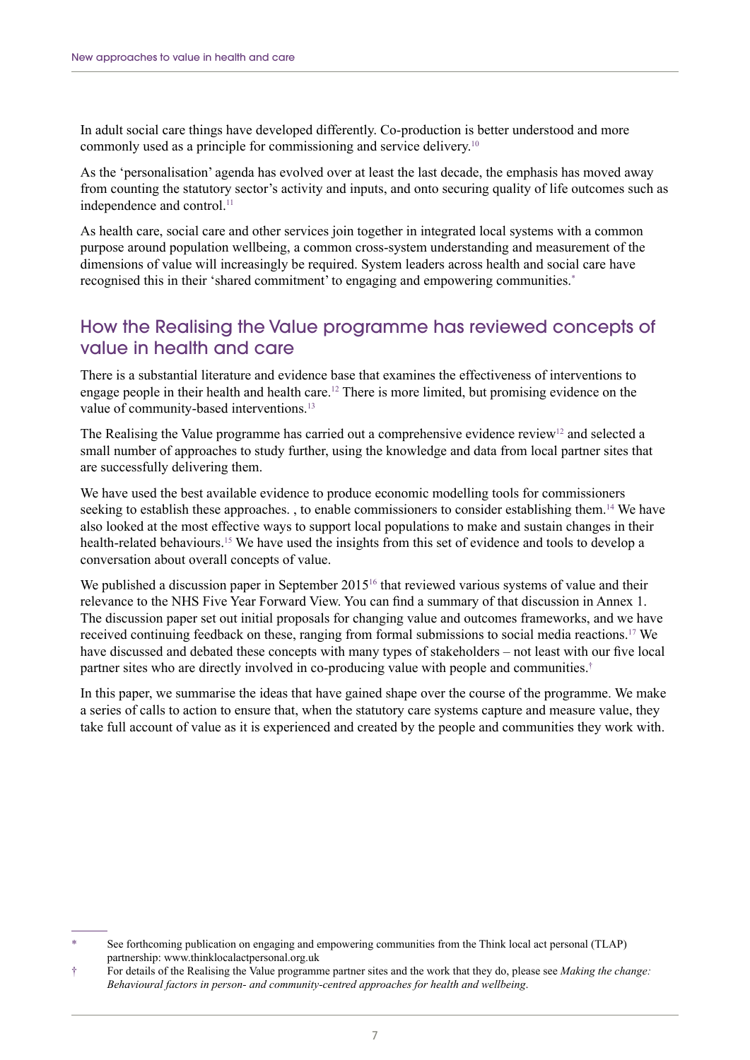In adult social care things have developed differently. Co-production is better understood and more commonly used as a principle for commissioning and service delivery.[10]

As the 'personalisation' agenda has evolved over at least the last decade, the emphasis has moved away from counting the statutory sector's activity and inputs, and onto securing quality of life outcomes such as independence and control.[11]

As health care, social care and other services join together in integrated local systems with a common purpose around population wellbeing, a common cross-system understanding and measurement of the dimensions of value will increasingly be required. System leaders across health and social care have recognised this in their 'shared commitment' to engaging and empowering communities.[*]

## How the Realising the Value programme has reviewed concepts of value in health and care

There is a substantial literature and evidence base that examines the effectiveness of interventions to engage people in their health and health care.[12] There is more limited, but promising evidence on the value of community-based interventions.[13]

The Realising the Value programme has carried out a comprehensive evidence review[12] and selected a small number of approaches to study further, using the knowledge and data from local partner sites that are successfully delivering them.

We have used the best available evidence to produce economic modelling tools for commissioners seeking to establish these approaches. , to enable commissioners to consider establishing them.[14] We have also looked at the most effective ways to support local populations to make and sustain changes in their health-related behaviours.[15] We have used the insights from this set of evidence and tools to develop a conversation about overall concepts of value.

We published a discussion paper in September 2015[16] that reviewed various systems of value and their relevance to the NHS Five Year Forward View. You can find a summary of that discussion in Annex 1. The discussion paper set out initial proposals for changing value and outcomes frameworks, and we have received continuing feedback on these, ranging from formal submissions to social media reactions.[17] We have discussed and debated these concepts with many types of stakeholders – not least with our five local partner sites who are directly involved in co-producing value with people and communities.[†]

In this paper, we summarise the ideas that have gained shape over the course of the programme. We make a series of calls to action to ensure that, when the statutory care systems capture and measure value, they take full account of value as it is experienced and created by the people and communities they work with.

---

* See forthcoming publication on engaging and empowering communities from the Think local act personal (TLAP) partnership: www.thinklocalactpersonal.org.uk

† For details of the Realising the Value programme partner sites and the work that they do, please see *Making the change: Behavioural factors in person- and community-centred approaches for health and wellbeing*.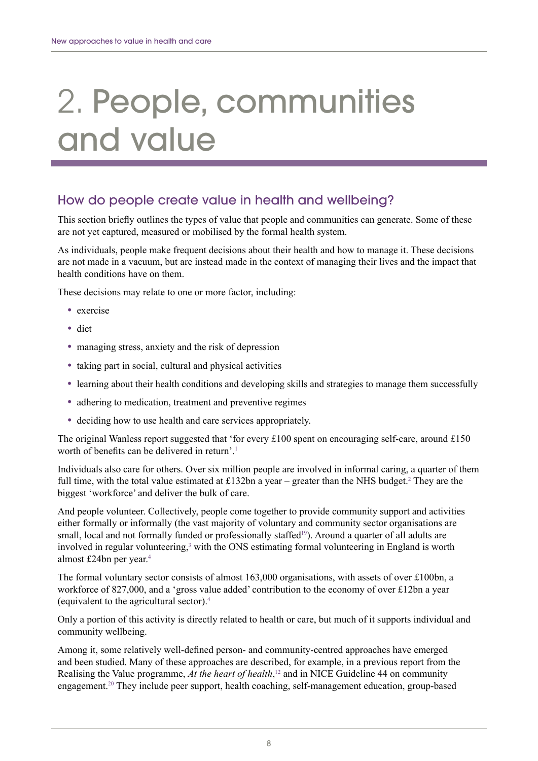# 2. People, communities and value

## How do people create value in health and wellbeing?

This section briefly outlines the types of value that people and communities can generate. Some of these are not yet captured, measured or mobilised by the formal health system.

As individuals, people make frequent decisions about their health and how to manage it. These decisions are not made in a vacuum, but are instead made in the context of managing their lives and the impact that health conditions have on them.

These decisions may relate to one or more factor, including:

- exercise
- diet
- managing stress, anxiety and the risk of depression
- taking part in social, cultural and physical activities
- learning about their health conditions and developing skills and strategies to manage them successfully
- adhering to medication, treatment and preventive regimes
- deciding how to use health and care services appropriately.

The original Wanless report suggested that 'for every £100 spent on encouraging self-care, around £150 worth of benefits can be delivered in return'.[1]

Individuals also care for others. Over six million people are involved in informal caring, a quarter of them full time, with the total value estimated at £132bn a year – greater than the NHS budget.[2] They are the biggest 'workforce' and deliver the bulk of care.

And people volunteer. Collectively, people come together to provide community support and activities either formally or informally (the vast majority of voluntary and community sector organisations are small, local and not formally funded or professionally staffed[19]). Around a quarter of all adults are involved in regular volunteering,[3] with the ONS estimating formal volunteering in England is worth almost £24bn per year.[4]

The formal voluntary sector consists of almost 163,000 organisations, with assets of over £100bn, a workforce of 827,000, and a 'gross value added' contribution to the economy of over £12bn a year (equivalent to the agricultural sector).[4]

Only a portion of this activity is directly related to health or care, but much of it supports individual and community wellbeing.

Among it, some relatively well-defined person- and community-centred approaches have emerged and been studied. Many of these approaches are described, for example, in a previous report from the Realising the Value programme, *At the heart of health*,[12] and in NICE Guideline 44 on community engagement.[20] They include peer support, health coaching, self-management education, group-based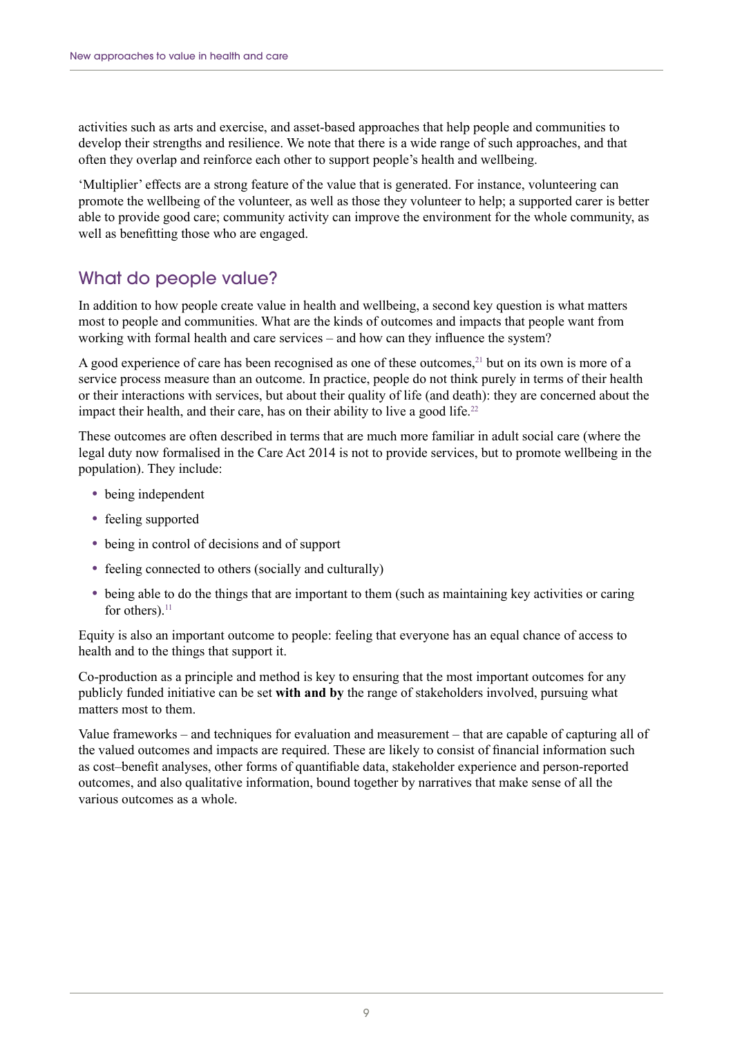activities such as arts and exercise, and asset-based approaches that help people and communities to develop their strengths and resilience. We note that there is a wide range of such approaches, and that often they overlap and reinforce each other to support people's health and wellbeing.

'Multiplier' effects are a strong feature of the value that is generated. For instance, volunteering can promote the wellbeing of the volunteer, as well as those they volunteer to help; a supported carer is better able to provide good care; community activity can improve the environment for the whole community, as well as benefitting those who are engaged.

## What do people value?

In addition to how people create value in health and wellbeing, a second key question is what matters most to people and communities. What are the kinds of outcomes and impacts that people want from working with formal health and care services – and how can they influence the system?

A good experience of care has been recognised as one of these outcomes,[21] but on its own is more of a service process measure than an outcome. In practice, people do not think purely in terms of their health or their interactions with services, but about their quality of life (and death): they are concerned about the impact their health, and their care, has on their ability to live a good life.[22]

These outcomes are often described in terms that are much more familiar in adult social care (where the legal duty now formalised in the Care Act 2014 is not to provide services, but to promote wellbeing in the population). They include:

- being independent
- feeling supported
- being in control of decisions and of support
- feeling connected to others (socially and culturally)
- being able to do the things that are important to them (such as maintaining key activities or caring for others).[11]

Equity is also an important outcome to people: feeling that everyone has an equal chance of access to health and to the things that support it.

Co-production as a principle and method is key to ensuring that the most important outcomes for any publicly funded initiative can be set **with and by** the range of stakeholders involved, pursuing what matters most to them.

Value frameworks – and techniques for evaluation and measurement – that are capable of capturing all of the valued outcomes and impacts are required. These are likely to consist of financial information such as cost–benefit analyses, other forms of quantifiable data, stakeholder experience and person-reported outcomes, and also qualitative information, bound together by narratives that make sense of all the various outcomes as a whole.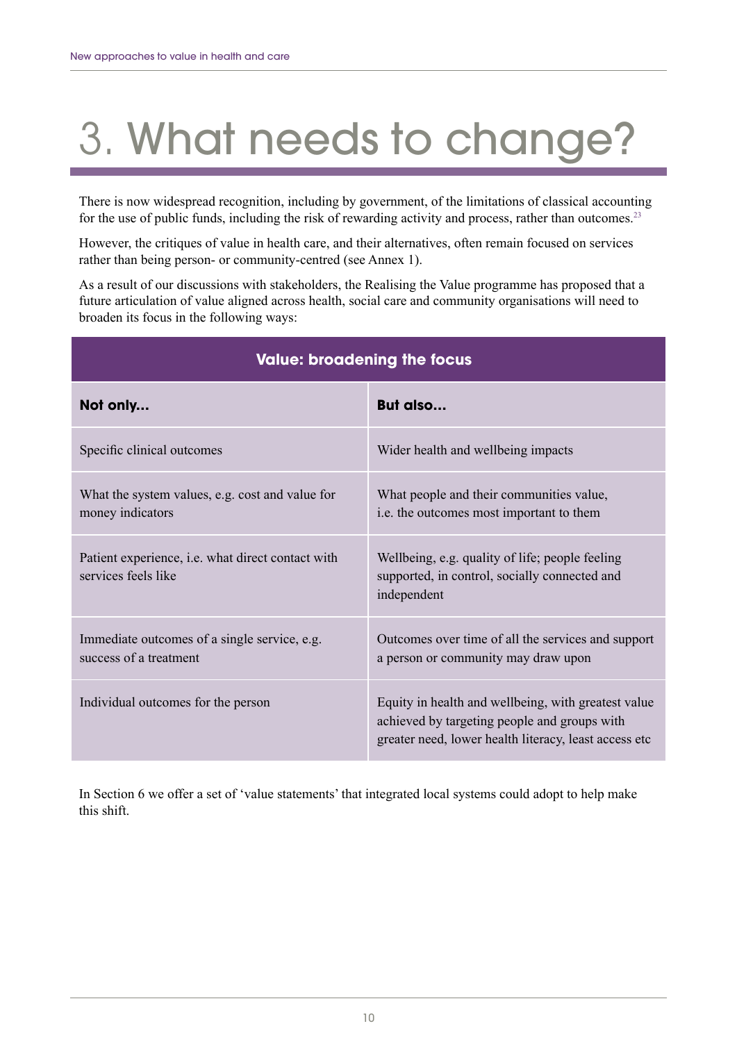# 3. What needs to change?

There is now widespread recognition, including by government, of the limitations of classical accounting for the use of public funds, including the risk of rewarding activity and process, rather than outcomes.[23]

However, the critiques of value in health care, and their alternatives, often remain focused on services rather than being person- or community-centred (see Annex 1).

As a result of our discussions with stakeholders, the Realising the Value programme has proposed that a future articulation of value aligned across health, social care and community organisations will need to broaden its focus in the following ways:

| Value: broadening the focus | |
|---|---|
| **Not only...** | **But also...** |
| Specific clinical outcomes | Wider health and wellbeing impacts |
| What the system values, e.g. cost and value for money indicators | What people and their communities value, i.e. the outcomes most important to them |
| Patient experience, i.e. what direct contact with services feels like | Wellbeing, e.g. quality of life; people feeling supported, in control, socially connected and independent |
| Immediate outcomes of a single service, e.g. success of a treatment | Outcomes over time of all the services and support a person or community may draw upon |
| Individual outcomes for the person | Equity in health and wellbeing, with greatest value achieved by targeting people and groups with greater need, lower health literacy, least access etc |

In Section 6 we offer a set of 'value statements' that integrated local systems could adopt to help make this shift.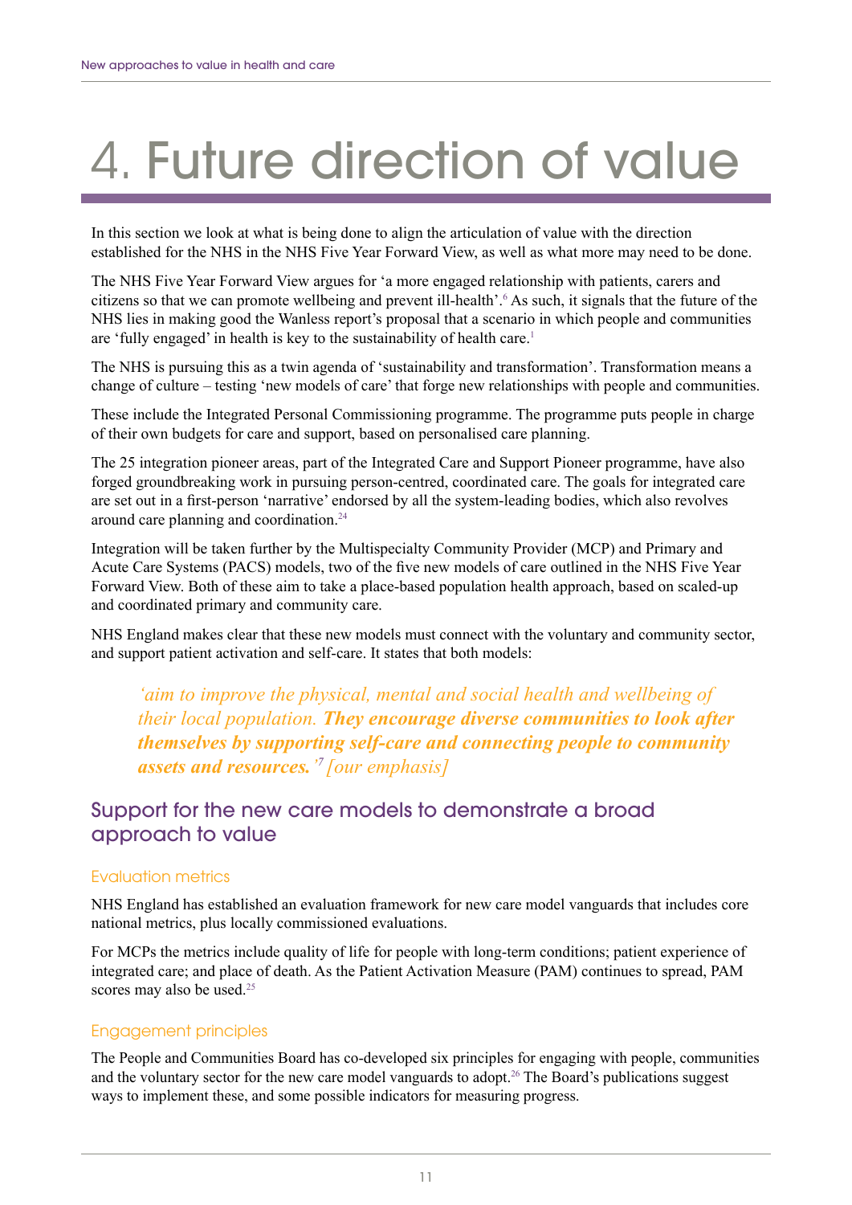# 4. Future direction of value

In this section we look at what is being done to align the articulation of value with the direction established for the NHS in the NHS Five Year Forward View, as well as what more may need to be done.

The NHS Five Year Forward View argues for 'a more engaged relationship with patients, carers and citizens so that we can promote wellbeing and prevent ill-health'.[6] As such, it signals that the future of the NHS lies in making good the Wanless report's proposal that a scenario in which people and communities are 'fully engaged' in health is key to the sustainability of health care.[1]

The NHS is pursuing this as a twin agenda of 'sustainability and transformation'. Transformation means a change of culture – testing 'new models of care' that forge new relationships with people and communities.

These include the Integrated Personal Commissioning programme. The programme puts people in charge of their own budgets for care and support, based on personalised care planning.

The 25 integration pioneer areas, part of the Integrated Care and Support Pioneer programme, have also forged groundbreaking work in pursuing person-centred, coordinated care. The goals for integrated care are set out in a first-person 'narrative' endorsed by all the system-leading bodies, which also revolves around care planning and coordination.[24]

Integration will be taken further by the Multispecialty Community Provider (MCP) and Primary and Acute Care Systems (PACS) models, two of the five new models of care outlined in the NHS Five Year Forward View. Both of these aim to take a place-based population health approach, based on scaled-up and coordinated primary and community care.

NHS England makes clear that these new models must connect with the voluntary and community sector, and support patient activation and self-care. It states that both models:

> *'aim to improve the physical, mental and social health and wellbeing of their local population.* ***They encourage diverse communities to look after themselves by supporting self-care and connecting people to community assets and resources.*** *'[7] [our emphasis]*

## Support for the new care models to demonstrate a broad approach to value

### Evaluation metrics

NHS England has established an evaluation framework for new care model vanguards that includes core national metrics, plus locally commissioned evaluations.

For MCPs the metrics include quality of life for people with long-term conditions; patient experience of integrated care; and place of death. As the Patient Activation Measure (PAM) continues to spread, PAM scores may also be used.[25]

### Engagement principles

The People and Communities Board has co-developed six principles for engaging with people, communities and the voluntary sector for the new care model vanguards to adopt.[26] The Board's publications suggest ways to implement these, and some possible indicators for measuring progress.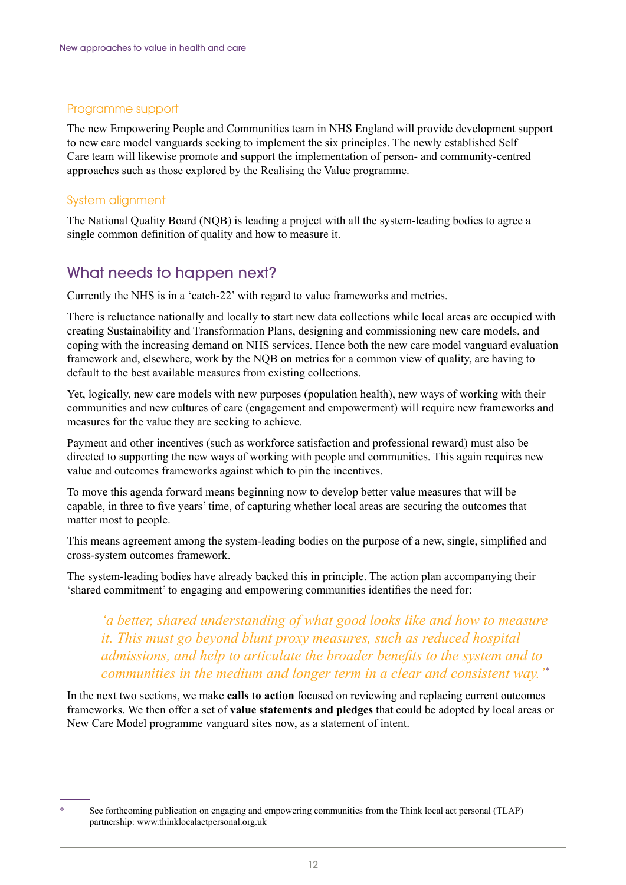### Programme support

The new Empowering People and Communities team in NHS England will provide development support to new care model vanguards seeking to implement the six principles. The newly established Self Care team will likewise promote and support the implementation of person- and community-centred approaches such as those explored by the Realising the Value programme.

### System alignment

The National Quality Board (NQB) is leading a project with all the system-leading bodies to agree a single common definition of quality and how to measure it.

## What needs to happen next?

Currently the NHS is in a 'catch-22' with regard to value frameworks and metrics.

There is reluctance nationally and locally to start new data collections while local areas are occupied with creating Sustainability and Transformation Plans, designing and commissioning new care models, and coping with the increasing demand on NHS services. Hence both the new care model vanguard evaluation framework and, elsewhere, work by the NQB on metrics for a common view of quality, are having to default to the best available measures from existing collections.

Yet, logically, new care models with new purposes (population health), new ways of working with their communities and new cultures of care (engagement and empowerment) will require new frameworks and measures for the value they are seeking to achieve.

Payment and other incentives (such as workforce satisfaction and professional reward) must also be directed to supporting the new ways of working with people and communities. This again requires new value and outcomes frameworks against which to pin the incentives.

To move this agenda forward means beginning now to develop better value measures that will be capable, in three to five years' time, of capturing whether local areas are securing the outcomes that matter most to people.

This means agreement among the system-leading bodies on the purpose of a new, single, simplified and cross-system outcomes framework.

The system-leading bodies have already backed this in principle. The action plan accompanying their 'shared commitment' to engaging and empowering communities identifies the need for:

> *'a better, shared understanding of what good looks like and how to measure it. This must go beyond blunt proxy measures, such as reduced hospital admissions, and help to articulate the broader benefits to the system and to communities in the medium and longer term in a clear and consistent way.'*[*]

In the next two sections, we make **calls to action** focused on reviewing and replacing current outcomes frameworks. We then offer a set of **value statements and pledges** that could be adopted by local areas or New Care Model programme vanguard sites now, as a statement of intent.

---

[*] See forthcoming publication on engaging and empowering communities from the Think local act personal (TLAP) partnership: www.thinklocalactpersonal.org.uk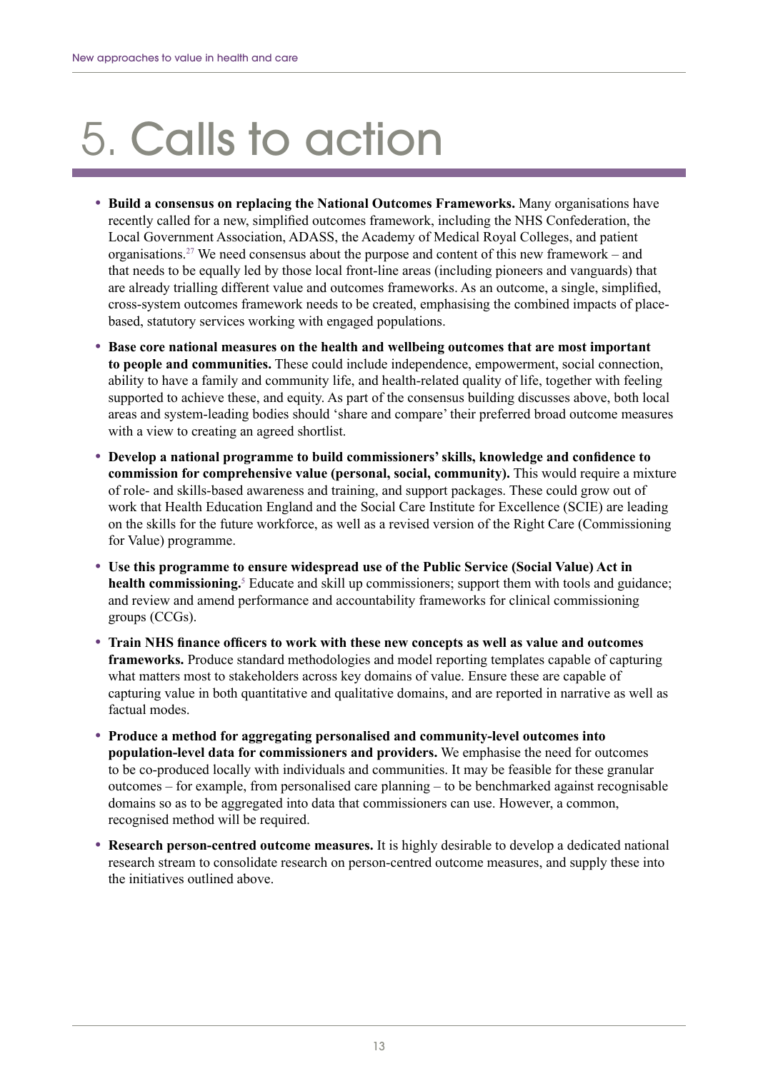# 5. Calls to action

- **Build a consensus on replacing the National Outcomes Frameworks.** Many organisations have recently called for a new, simplified outcomes framework, including the NHS Confederation, the Local Government Association, ADASS, the Academy of Medical Royal Colleges, and patient organisations.[27] We need consensus about the purpose and content of this new framework – and that needs to be equally led by those local front-line areas (including pioneers and vanguards) that are already trialling different value and outcomes frameworks. As an outcome, a single, simplified, cross-system outcomes framework needs to be created, emphasising the combined impacts of place-based, statutory services working with engaged populations.
- **Base core national measures on the health and wellbeing outcomes that are most important to people and communities.** These could include independence, empowerment, social connection, ability to have a family and community life, and health-related quality of life, together with feeling supported to achieve these, and equity. As part of the consensus building discusses above, both local areas and system-leading bodies should 'share and compare' their preferred broad outcome measures with a view to creating an agreed shortlist.
- **Develop a national programme to build commissioners' skills, knowledge and confidence to commission for comprehensive value (personal, social, community).** This would require a mixture of role- and skills-based awareness and training, and support packages. These could grow out of work that Health Education England and the Social Care Institute for Excellence (SCIE) are leading on the skills for the future workforce, as well as a revised version of the Right Care (Commissioning for Value) programme.
- **Use this programme to ensure widespread use of the Public Service (Social Value) Act in health commissioning.**[5] Educate and skill up commissioners; support them with tools and guidance; and review and amend performance and accountability frameworks for clinical commissioning groups (CCGs).
- **Train NHS finance officers to work with these new concepts as well as value and outcomes frameworks.** Produce standard methodologies and model reporting templates capable of capturing what matters most to stakeholders across key domains of value. Ensure these are capable of capturing value in both quantitative and qualitative domains, and are reported in narrative as well as factual modes.
- **Produce a method for aggregating personalised and community-level outcomes into population-level data for commissioners and providers.** We emphasise the need for outcomes to be co-produced locally with individuals and communities. It may be feasible for these granular outcomes – for example, from personalised care planning – to be benchmarked against recognisable domains so as to be aggregated into data that commissioners can use. However, a common, recognised method will be required.
- **Research person-centred outcome measures.** It is highly desirable to develop a dedicated national research stream to consolidate research on person-centred outcome measures, and supply these into the initiatives outlined above.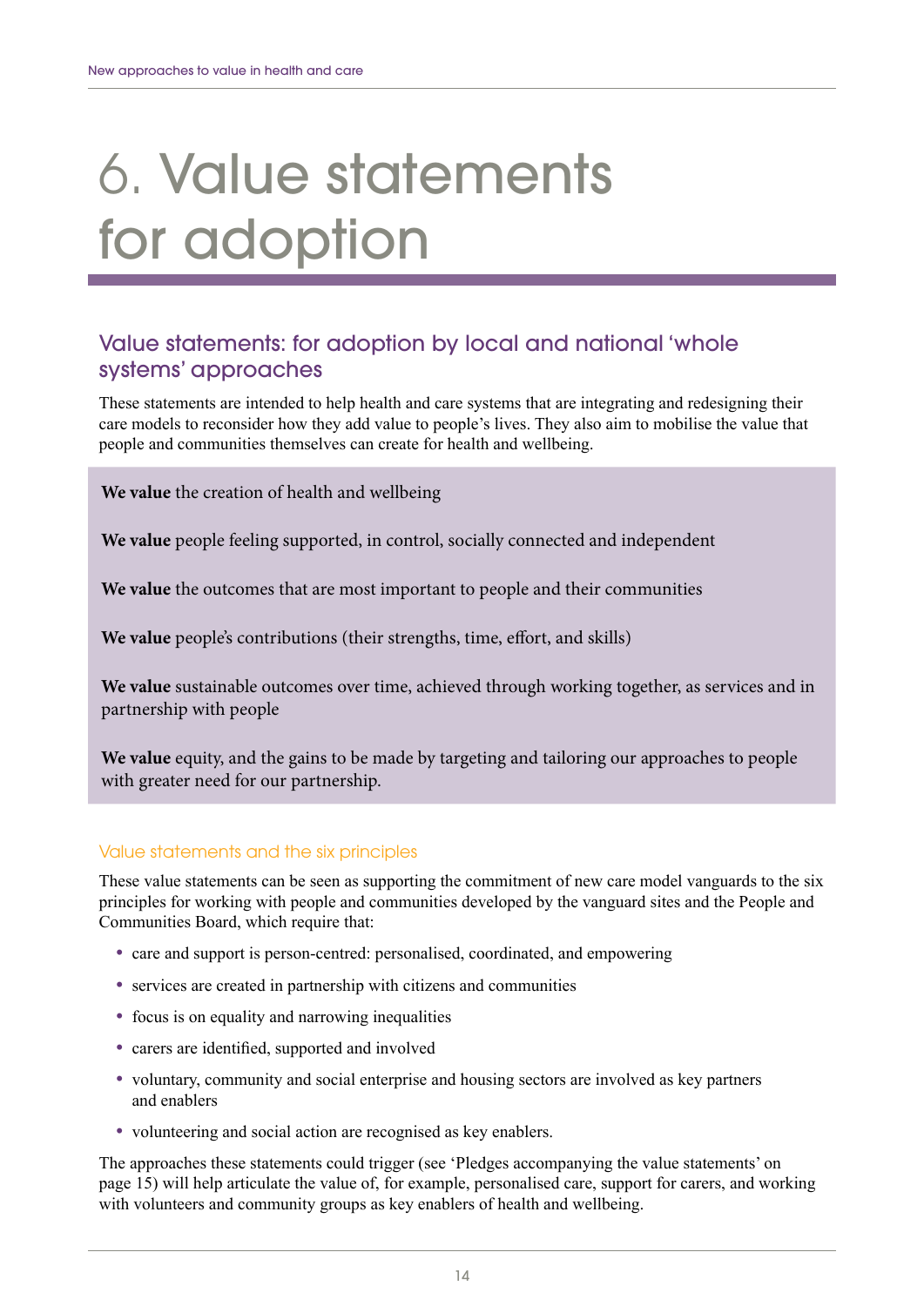# 6. Value statements for adoption

## Value statements: for adoption by local and national 'whole systems' approaches

These statements are intended to help health and care systems that are integrating and redesigning their care models to reconsider how they add value to people's lives. They also aim to mobilise the value that people and communities themselves can create for health and wellbeing.

**We value** the creation of health and wellbeing

**We value** people feeling supported, in control, socially connected and independent

**We value** the outcomes that are most important to people and their communities

**We value** people's contributions (their strengths, time, effort, and skills)

**We value** sustainable outcomes over time, achieved through working together, as services and in partnership with people

**We value** equity, and the gains to be made by targeting and tailoring our approaches to people with greater need for our partnership.

### Value statements and the six principles

These value statements can be seen as supporting the commitment of new care model vanguards to the six principles for working with people and communities developed by the vanguard sites and the People and Communities Board, which require that:

- care and support is person-centred: personalised, coordinated, and empowering
- services are created in partnership with citizens and communities
- focus is on equality and narrowing inequalities
- carers are identified, supported and involved
- voluntary, community and social enterprise and housing sectors are involved as key partners and enablers
- volunteering and social action are recognised as key enablers.

The approaches these statements could trigger (see 'Pledges accompanying the value statements' on page 15) will help articulate the value of, for example, personalised care, support for carers, and working with volunteers and community groups as key enablers of health and wellbeing.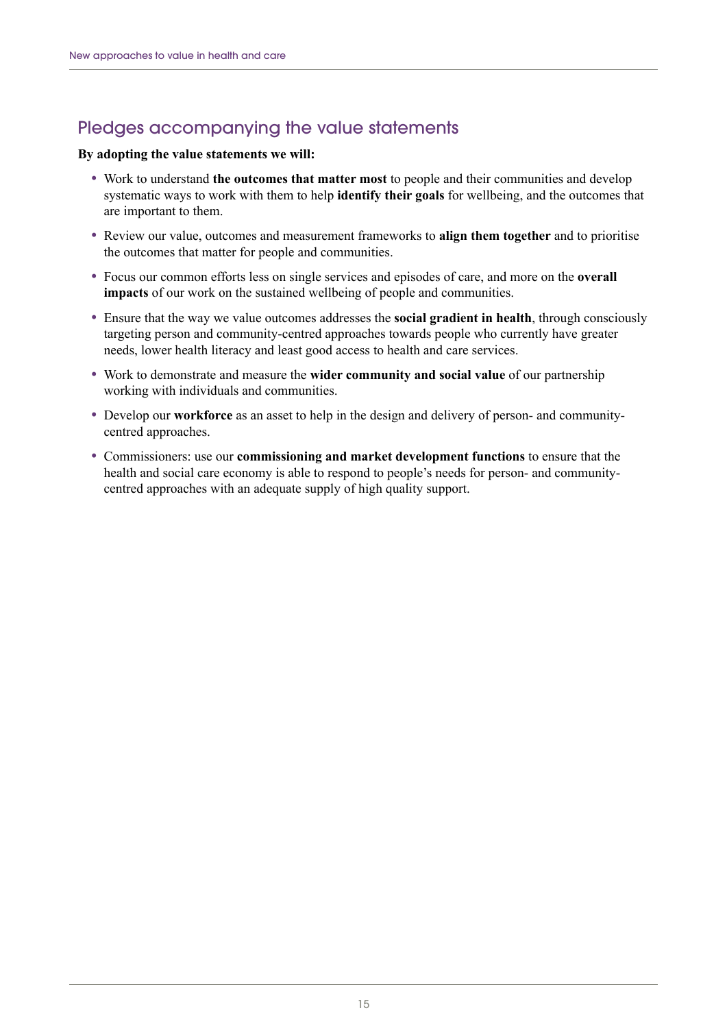## Pledges accompanying the value statements

**By adopting the value statements we will:**

- Work to understand **the outcomes that matter most** to people and their communities and develop systematic ways to work with them to help **identify their goals** for wellbeing, and the outcomes that are important to them.
- Review our value, outcomes and measurement frameworks to **align them together** and to prioritise the outcomes that matter for people and communities.
- Focus our common efforts less on single services and episodes of care, and more on the **overall impacts** of our work on the sustained wellbeing of people and communities.
- Ensure that the way we value outcomes addresses the **social gradient in health**, through consciously targeting person and community-centred approaches towards people who currently have greater needs, lower health literacy and least good access to health and care services.
- Work to demonstrate and measure the **wider community and social value** of our partnership working with individuals and communities.
- Develop our **workforce** as an asset to help in the design and delivery of person- and community-centred approaches.
- Commissioners: use our **commissioning and market development functions** to ensure that the health and social care economy is able to respond to people's needs for person- and community-centred approaches with an adequate supply of high quality support.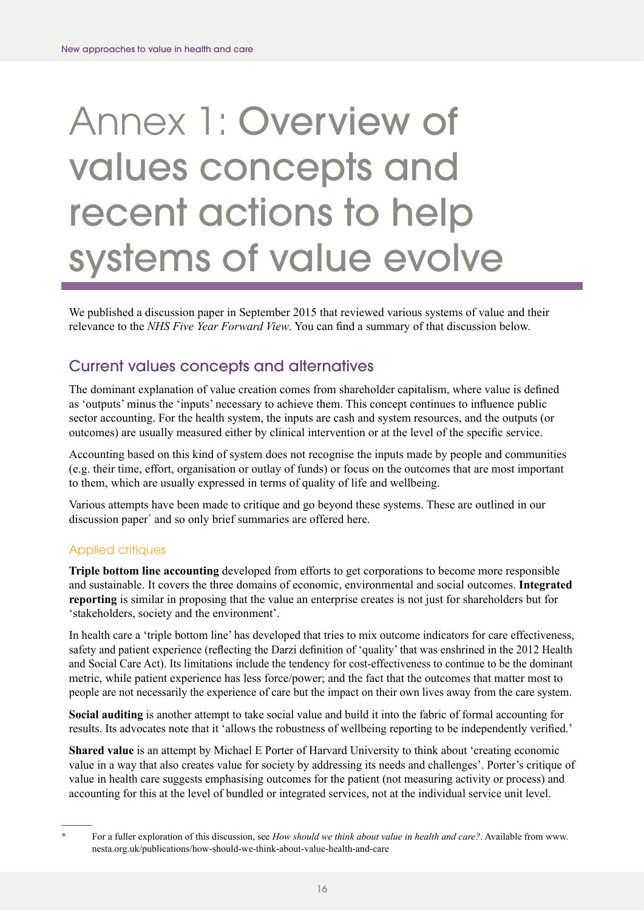# Annex 1: Overview of values concepts and recent actions to help systems of value evolve

We published a discussion paper in September 2015 that reviewed various systems of value and their relevance to the *NHS Five Year Forward View*. You can find a summary of that discussion below.

## Current values concepts and alternatives

The dominant explanation of value creation comes from shareholder capitalism, where value is defined as 'outputs' minus the 'inputs' necessary to achieve them. This concept continues to influence public sector accounting. For the health system, the inputs are cash and system resources, and the outputs (or outcomes) are usually measured either by clinical intervention or at the level of the specific service.

Accounting based on this kind of system does not recognise the inputs made by people and communities (e.g. their time, effort, organisation or outlay of funds) or focus on the outcomes that are most important to them, which are usually expressed in terms of quality of life and wellbeing.

Various attempts have been made to critique and go beyond these systems. These are outlined in our discussion paper* and so only brief summaries are offered here.

### Applied critiques

**Triple bottom line accounting** developed from efforts to get corporations to become more responsible and sustainable. It covers the three domains of economic, environmental and social outcomes. **Integrated reporting** is similar in proposing that the value an enterprise creates is not just for shareholders but for 'stakeholders, society and the environment'.

In health care a 'triple bottom line' has developed that tries to mix outcome indicators for care effectiveness, safety and patient experience (reflecting the Darzi definition of 'quality' that was enshrined in the 2012 Health and Social Care Act). Its limitations include the tendency for cost-effectiveness to continue to be the dominant metric, while patient experience has less force/power; and the fact that the outcomes that matter most to people are not necessarily the experience of care but the impact on their own lives away from the care system.

**Social auditing** is another attempt to take social value and build it into the fabric of formal accounting for results. Its advocates note that it 'allows the robustness of wellbeing reporting to be independently verified.'

**Shared value** is an attempt by Michael E Porter of Harvard University to think about 'creating economic value in a way that also creates value for society by addressing its needs and challenges'. Porter's critique of value in health care suggests emphasising outcomes for the patient (not measuring activity or process) and accounting for this at the level of bundled or integrated services, not at the individual service unit level.

---

\* For a fuller exploration of this discussion, see *How should we think about value in health and care?*. Available from www.nesta.org.uk/publications/how-should-we-think-about-value-health-and-care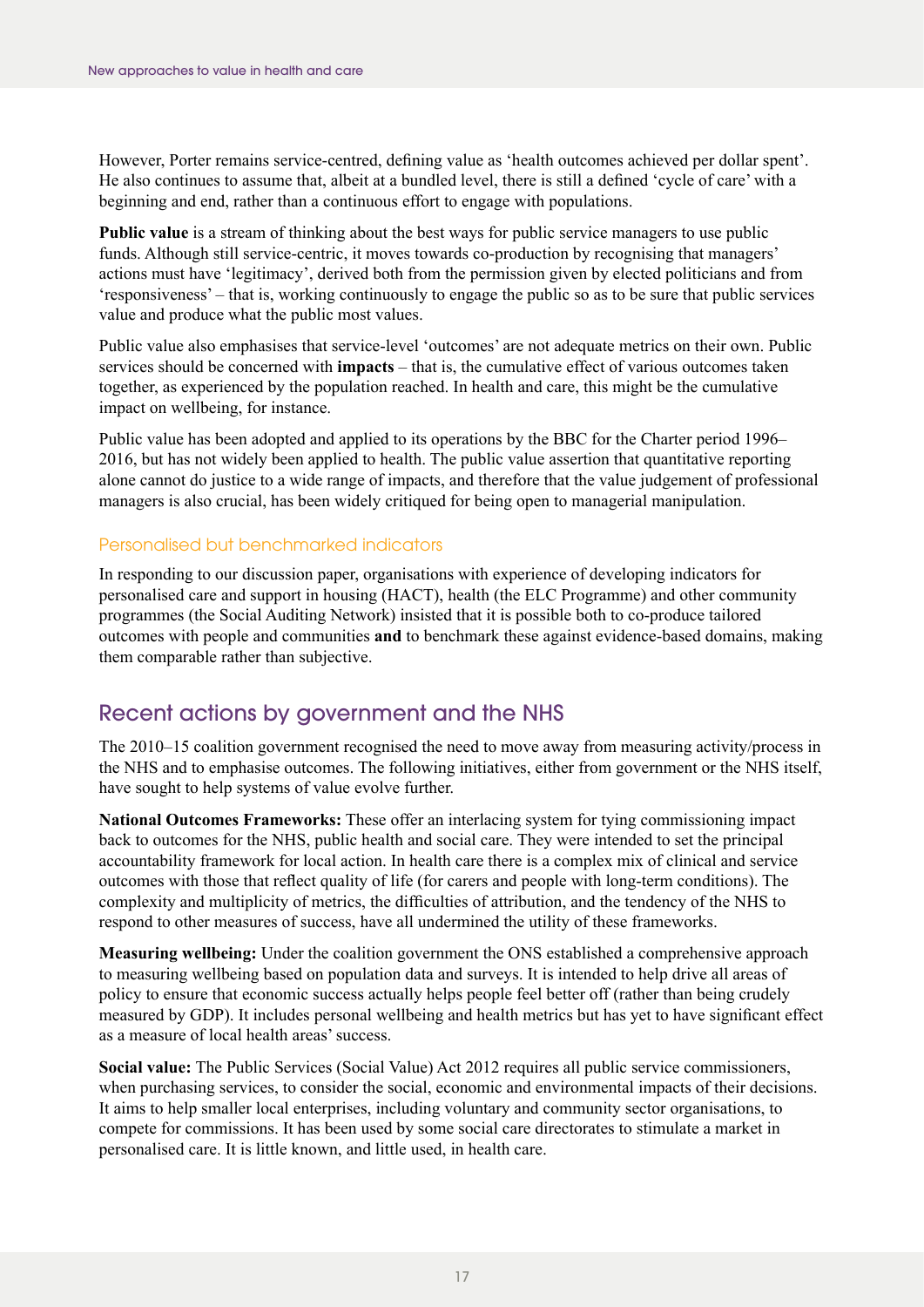However, Porter remains service-centred, defining value as 'health outcomes achieved per dollar spent'. He also continues to assume that, albeit at a bundled level, there is still a defined 'cycle of care' with a beginning and end, rather than a continuous effort to engage with populations.

**Public value** is a stream of thinking about the best ways for public service managers to use public funds. Although still service-centric, it moves towards co-production by recognising that managers' actions must have 'legitimacy', derived both from the permission given by elected politicians and from 'responsiveness' – that is, working continuously to engage the public so as to be sure that public services value and produce what the public most values.

Public value also emphasises that service-level 'outcomes' are not adequate metrics on their own. Public services should be concerned with **impacts** – that is, the cumulative effect of various outcomes taken together, as experienced by the population reached. In health and care, this might be the cumulative impact on wellbeing, for instance.

Public value has been adopted and applied to its operations by the BBC for the Charter period 1996–2016, but has not widely been applied to health. The public value assertion that quantitative reporting alone cannot do justice to a wide range of impacts, and therefore that the value judgement of professional managers is also crucial, has been widely critiqued for being open to managerial manipulation.

### Personalised but benchmarked indicators

In responding to our discussion paper, organisations with experience of developing indicators for personalised care and support in housing (HACT), health (the ELC Programme) and other community programmes (the Social Auditing Network) insisted that it is possible both to co-produce tailored outcomes with people and communities **and** to benchmark these against evidence-based domains, making them comparable rather than subjective.

## Recent actions by government and the NHS

The 2010–15 coalition government recognised the need to move away from measuring activity/process in the NHS and to emphasise outcomes. The following initiatives, either from government or the NHS itself, have sought to help systems of value evolve further.

**National Outcomes Frameworks:** These offer an interlacing system for tying commissioning impact back to outcomes for the NHS, public health and social care. They were intended to set the principal accountability framework for local action. In health care there is a complex mix of clinical and service outcomes with those that reflect quality of life (for carers and people with long-term conditions). The complexity and multiplicity of metrics, the difficulties of attribution, and the tendency of the NHS to respond to other measures of success, have all undermined the utility of these frameworks.

**Measuring wellbeing:** Under the coalition government the ONS established a comprehensive approach to measuring wellbeing based on population data and surveys. It is intended to help drive all areas of policy to ensure that economic success actually helps people feel better off (rather than being crudely measured by GDP). It includes personal wellbeing and health metrics but has yet to have significant effect as a measure of local health areas' success.

**Social value:** The Public Services (Social Value) Act 2012 requires all public service commissioners, when purchasing services, to consider the social, economic and environmental impacts of their decisions. It aims to help smaller local enterprises, including voluntary and community sector organisations, to compete for commissions. It has been used by some social care directorates to stimulate a market in personalised care. It is little known, and little used, in health care.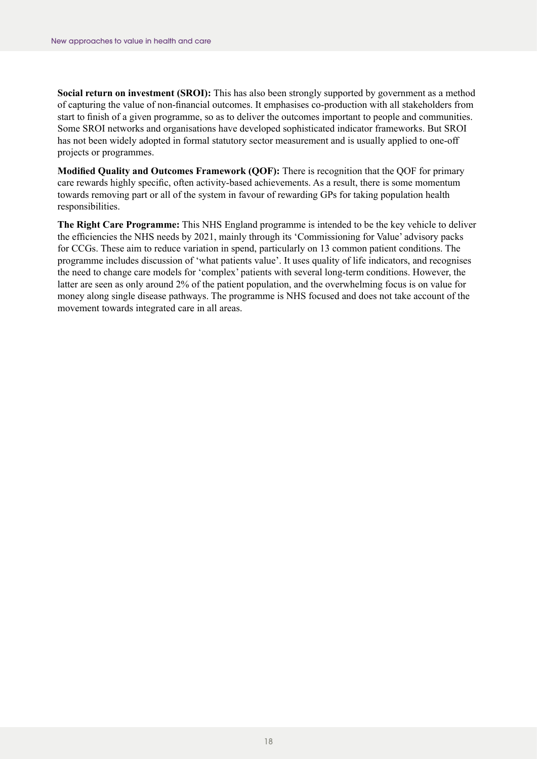**Social return on investment (SROI):** This has also been strongly supported by government as a method of capturing the value of non-financial outcomes. It emphasises co-production with all stakeholders from start to finish of a given programme, so as to deliver the outcomes important to people and communities. Some SROI networks and organisations have developed sophisticated indicator frameworks. But SROI has not been widely adopted in formal statutory sector measurement and is usually applied to one-off projects or programmes.

**Modified Quality and Outcomes Framework (QOF):** There is recognition that the QOF for primary care rewards highly specific, often activity-based achievements. As a result, there is some momentum towards removing part or all of the system in favour of rewarding GPs for taking population health responsibilities.

**The Right Care Programme:** This NHS England programme is intended to be the key vehicle to deliver the efficiencies the NHS needs by 2021, mainly through its 'Commissioning for Value' advisory packs for CCGs. These aim to reduce variation in spend, particularly on 13 common patient conditions. The programme includes discussion of 'what patients value'. It uses quality of life indicators, and recognises the need to change care models for 'complex' patients with several long-term conditions. However, the latter are seen as only around 2% of the patient population, and the overwhelming focus is on value for money along single disease pathways. The programme is NHS focused and does not take account of the movement towards integrated care in all areas.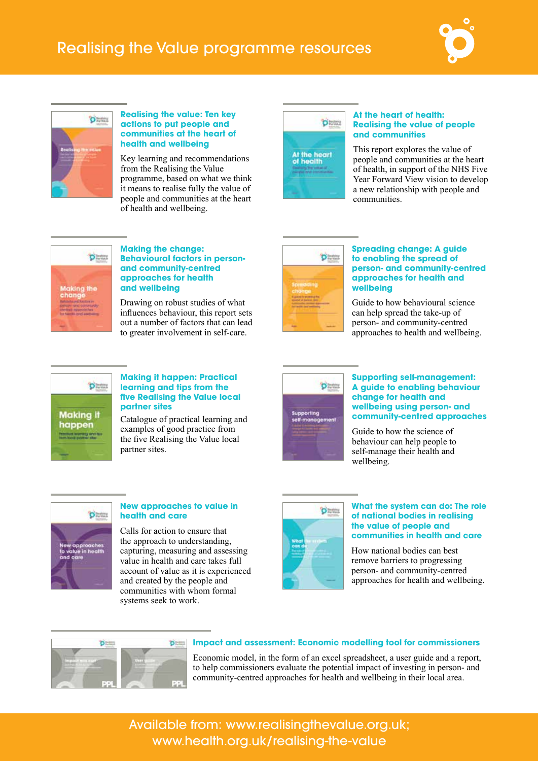# Realising the Value programme resources

### Realising the value: Ten key actions to put people and communities at the heart of health and wellbeing

Key learning and recommendations from the Realising the Value programme, based on what we think it means to realise fully the value of people and communities at the heart of health and wellbeing.

### At the heart of health: Realising the value of people and communities

This report explores the value of people and communities at the heart of health, in support of the NHS Five Year Forward View vision to develop a new relationship with people and communities.

### Making the change: Behavioural tips in person- and community-centred approaches for health and wellbeing

Drawing on robust studies of what influences behaviour, this report sets out a number of factors that can lead to greater involvement in self-care.

### Spreading change: A guide to enabling the spread of person- and community-centred approaches for health and wellbeing

Guide to how behavioural science can help spread the take-up of person- and community-centred approaches to health and wellbeing.

### Making it happen: Practical learning and tips from the five Realising the Value local partner sites

Catalogue of practical learning and examples of good practice from the five Realising the Value local partner sites.

### Supporting self-management: A guide to enabling behaviour change for health and wellbeing using person- and community-centred approaches

Guide to how the science of behaviour can help people to self-manage their health and wellbeing.

### New approaches to value in health and care

Calls for action to ensure that the approach to understanding, capturing, measuring and assessing value in health and care takes full account of value as it is experienced and created by the people and communities with whom formal systems seek to work.

### What the system can do: The role of national bodies in realising the value of people and communities in health and care

How national bodies can best remove barriers to progressing person- and community-centred approaches for health and wellbeing.

### Impact and assessment: Economic modelling tool for commissioners

Economic model, in the form of an excel spreadsheet, a user guide and a report, to help commissioners evaluate the potential impact of investing in person- and community-centred approaches for health and wellbeing in their local area.

Available from: www.realisingthevalue.org.uk; www.health.org.uk/realising-the-value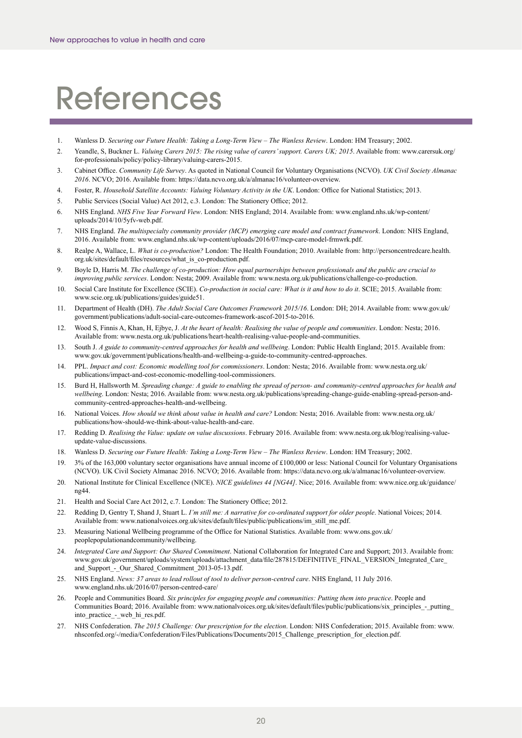# References

1. Wanless D. *Securing our Future Health: Taking a Long-Term View – The Wanless Review*. London: HM Treasury; 2002.
2. Yeandle, S, Buckner L. *Valuing Carers 2015: The rising value of carers' support. Carers UK; 2015*. Available from: www.carersuk.org/for-professionals/policy/policy-library/valuing-carers-2015.
3. Cabinet Office. *Community Life Survey*. As quoted in National Council for Voluntary Organisations (NCVO). *UK Civil Society Almanac 2016*. NCVO; 2016. Available from: https://data.ncvo.org.uk/a/almanac16/volunteer-overview.
4. Foster, R. *Household Satellite Accounts: Valuing Voluntary Activity in the UK*. London: Office for National Statistics; 2013.
5. Public Services (Social Value) Act 2012, c.3. London: The Stationery Office; 2012.
6. NHS England. *NHS Five Year Forward View*. London: NHS England; 2014. Available from: www.england.nhs.uk/wp-content/uploads/2014/10/5yfv-web.pdf.
7. NHS England. *The multispecialty community provider (MCP) emerging care model and contract framework*. London: NHS England, 2016. Available from: www.england.nhs.uk/wp-content/uploads/2016/07/mcp-care-model-frmwrk.pdf.
8. Realpe A, Wallace, L. *What is co-production?* London: The Health Foundation; 2010. Available from: http://personcentredcare.health.org.uk/sites/default/files/resources/what_is_co-production.pdf.
9. Boyle D, Harris M. *The challenge of co-production: How equal partnerships between professionals and the public are crucial to improving public services*. London: Nesta; 2009. Available from: www.nesta.org.uk/publications/challenge-co-production.
10. Social Care Institute for Excellence (SCIE). *Co-production in social care: What is it and how to do it*. SCIE; 2015. Available from: www.scie.org.uk/publications/guides/guide51.
11. Department of Health (DH). *The Adult Social Care Outcomes Framework 2015/16*. London: DH; 2014. Available from: www.gov.uk/government/publications/adult-social-care-outcomes-framework-ascof-2015-to-2016.
12. Wood S, Finnis A, Khan, H, Ejbye, J. *At the heart of health: Realising the value of people and communities*. London: Nesta; 2016. Available from: www.nesta.org.uk/publications/heart-health-realising-value-people-and-communities.
13. South J. *A guide to community-centred approaches for health and wellbeing*. London: Public Health England; 2015. Available from: www.gov.uk/government/publications/health-and-wellbeing-a-guide-to-community-centred-approaches.
14. PPL. *Impact and cost: Economic modelling tool for commissioners*. London: Nesta; 2016. Available from: www.nesta.org.uk/publications/impact-and-cost-economic-modelling-tool-commissioners.
15. Burd H, Hallsworth M. *Spreading change: A guide to enabling the spread of person- and community-centred approaches for health and wellbeing*. London: Nesta; 2016. Available from: www.nesta.org.uk/publications/spreading-change-guide-enabling-spread-person-and-community-centred-approaches-health-and-wellbeing.
16. National Voices. *How should we think about value in health and care?* London: Nesta; 2016. Available from: www.nesta.org.uk/publications/how-should-we-think-about-value-health-and-care.
17. Redding D. *Realising the Value: update on value discussions*. February 2016. Available from: www.nesta.org.uk/blog/realising-value-update-value-discussions.
18. Wanless D. *Securing our Future Health: Taking a Long-Term View – The Wanless Review*. London: HM Treasury; 2002.
19. 3% of the 163,000 voluntary sector organisations have annual income of £100,000 or less: National Council for Voluntary Organisations (NCVO). UK Civil Society Almanac 2016. NCVO; 2016. Available from: https://data.ncvo.org.uk/a/almanac16/volunteer-overview.
20. National Institute for Clinical Excellence (NICE). *NICE guidelines 44 [NG44]*. Nice; 2016. Available from: www.nice.org.uk/guidance/ng44.
21. Health and Social Care Act 2012, c.7. London: The Stationery Office; 2012.
22. Redding D, Gentry T, Shand J, Stuart L. *I'm still me: A narrative for co-ordinated support for older people*. National Voices; 2014. Available from: www.nationalvoices.org.uk/sites/default/files/public/publications/im_still_me.pdf.
23. Measuring National Wellbeing programme of the Office for National Statistics. Available from: www.ons.gov.uk/peoplepopulationandcommunity/wellbeing.
24. *Integrated Care and Support: Our Shared Commitment*. National Collaboration for Integrated Care and Support; 2013. Available from: www.gov.uk/government/uploads/system/uploads/attachment_data/file/287815/DEFINITIVE_FINAL_VERSION_Integrated_Care_and_Support_-_Our_Shared_Commitment_2013-05-13.pdf.
25. NHS England. *News: 37 areas to lead rollout of tool to deliver person-centred care*. NHS England, 11 July 2016. www.england.nhs.uk/2016/07/person-centred-care/
26. People and Communities Board. *Six principles for engaging people and communities: Putting them into practice*. People and Communities Board; 2016. Available from: www.nationalvoices.org.uk/sites/default/files/public/publications/six_principles_-_putting_into_practice_-_web_hi_res.pdf.
27. NHS Confederation. *The 2015 Challenge: Our prescription for the election*. London: NHS Confederation; 2015. Available from: www.nhsconfed.org/-/media/Confederation/Files/Publications/Documents/2015_Challenge_prescription_for_election.pdf.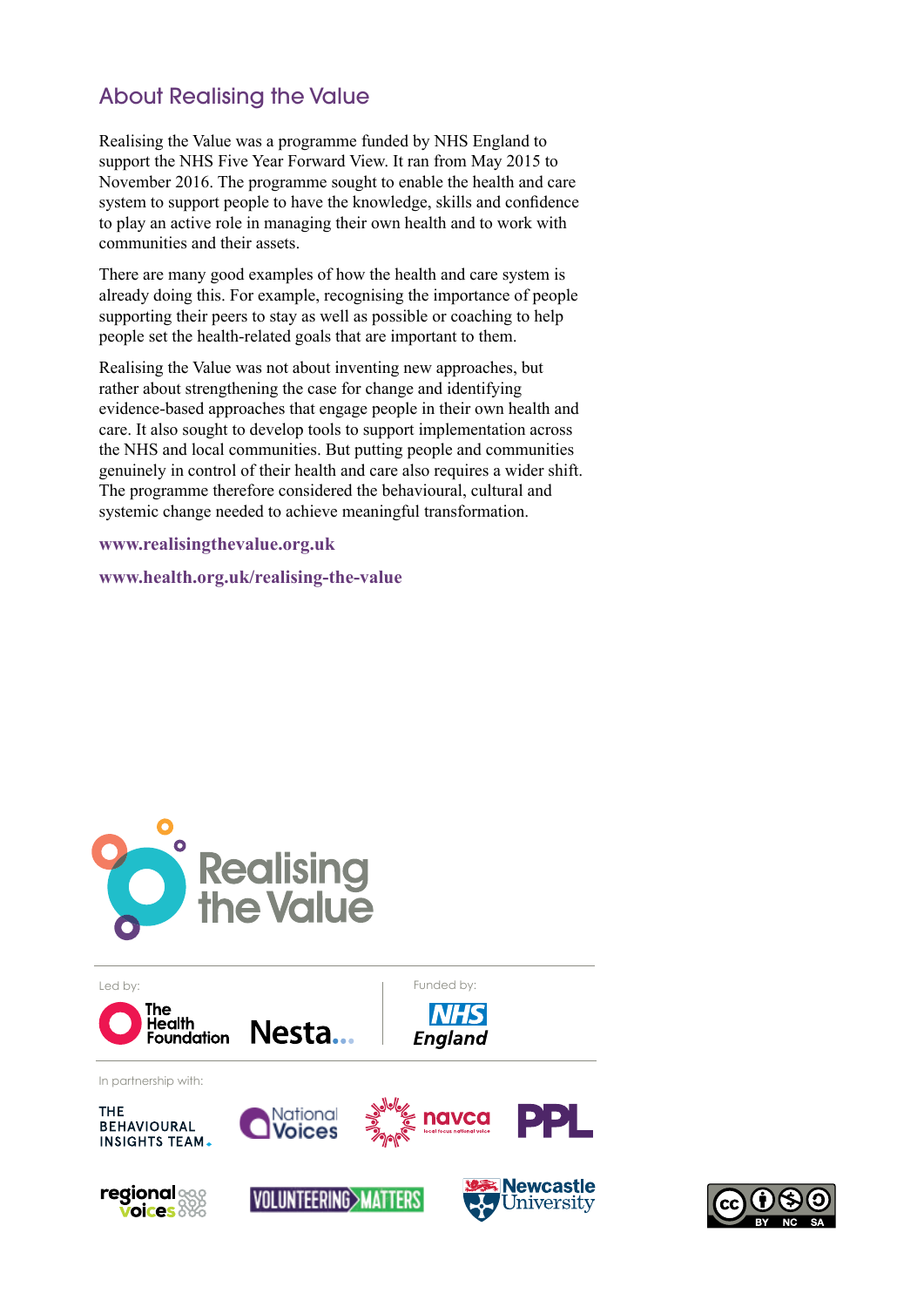## About Realising the Value

Realising the Value was a programme funded by NHS England to support the NHS Five Year Forward View. It ran from May 2015 to November 2016. The programme sought to enable the health and care system to support people to have the knowledge, skills and confidence to play an active role in managing their own health and to work with communities and their assets.

There are many good examples of how the health and care system is already doing this. For example, recognising the importance of people supporting their peers to stay as well as possible or coaching to help people set the health-related goals that are important to them.

Realising the Value was not about inventing new approaches, but rather about strengthening the case for change and identifying evidence-based approaches that engage people in their own health and care. It also sought to develop tools to support implementation across the NHS and local communities. But putting people and communities genuinely in control of their health and care also requires a wider shift. The programme therefore considered the behavioural, cultural and systemic change needed to achieve meaningful transformation.

**www.realisingthevalue.org.uk**

**www.health.org.uk/realising-the-value**

Realising the Value

Led by: The Health Foundation, Nesta

Funded by: NHS England

In partnership with: The Behavioural Insights Team, National Voices, navca, PPL, regional voices, Volunteering Matters, Newcastle University